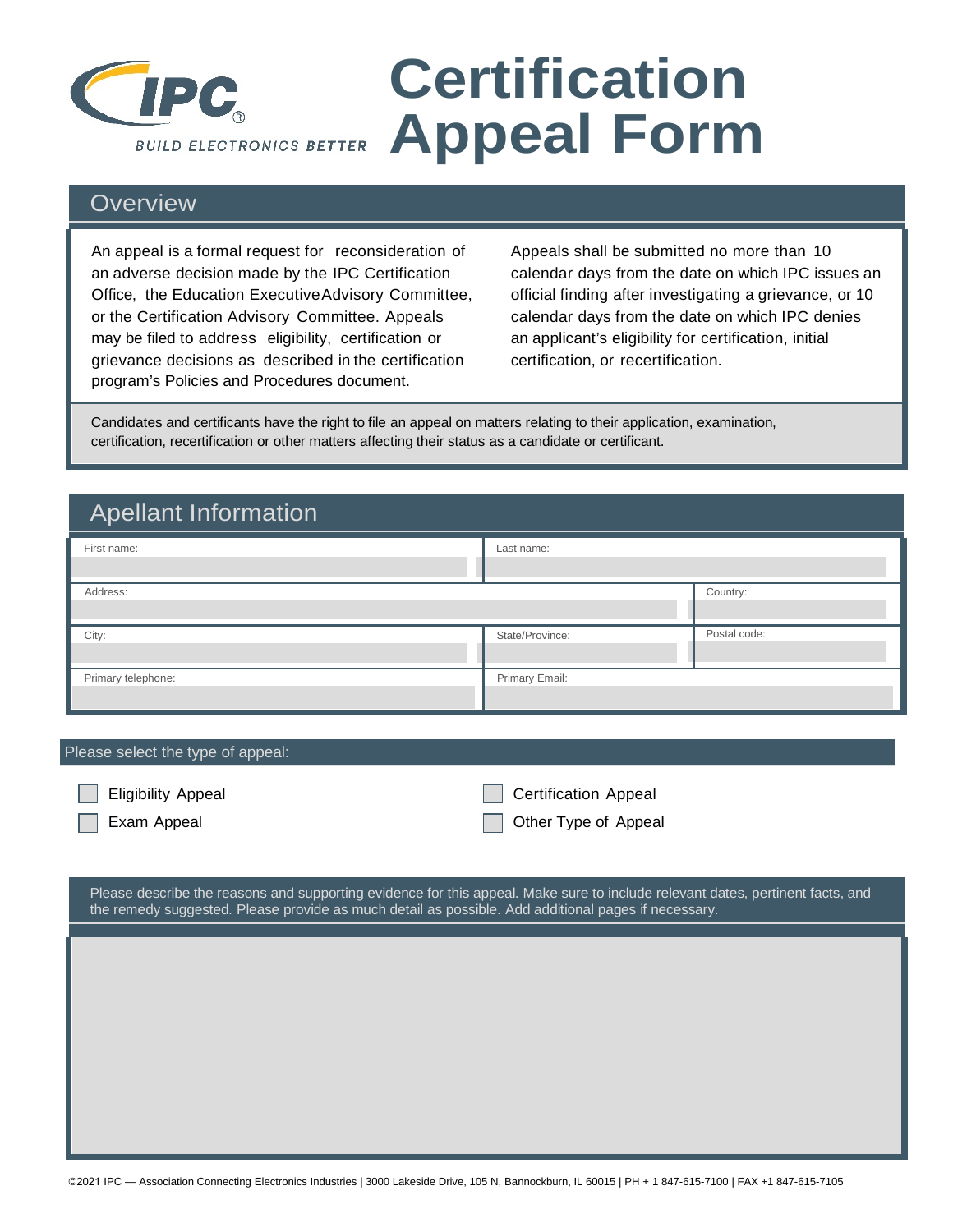IPC

BUILD ELECTRONICS BETTER

# Certification Appeal Form

## Overview

An appeal is a formal request for reconsideration of an adverse decision made by the IPC Certification Office, the Education Executive Advisory Committee, or the Certification Advisory Committee. Appeals may be filed to address eligibility, certification or grievance decisions as described in the certification program's Policies and Procedures document.

Appeals shall be submitted no more than 10 calendar days from the date on which IPC issues an official finding after investigating a grievance, or 10 calendar days from the date on which IPC denies an applicant's eligibility for certification, initial certification, or recertification.

Candidates and certificants have the right to file an appeal on matters relating to their application, examination, certification, recertification or other matters affecting their status as a candidate or certificant.

## Apellant Information

| | | |
|---|---|---|
| First name: | Last name: | |
| Address: | | Country: |
| City: | State/Province: | Postal code: |
| Primary telephone: | Primary Email: | |

Please select the type of appeal:

- ☐ Eligibility Appeal
- ☐ Exam Appeal
- ☐ Certification Appeal
- ☐ Other Type of Appeal

Please describe the reasons and supporting evidence for this appeal. Make sure to include relevant dates, pertinent facts, and the remedy suggested. Please provide as much detail as possible. Add additional pages if necessary.

©2021 IPC — Association Connecting Electronics Industries | 3000 Lakeside Drive, 105 N, Bannockburn, IL 60015 | PH + 1 847-615-7100 | FAX +1 847-615-7105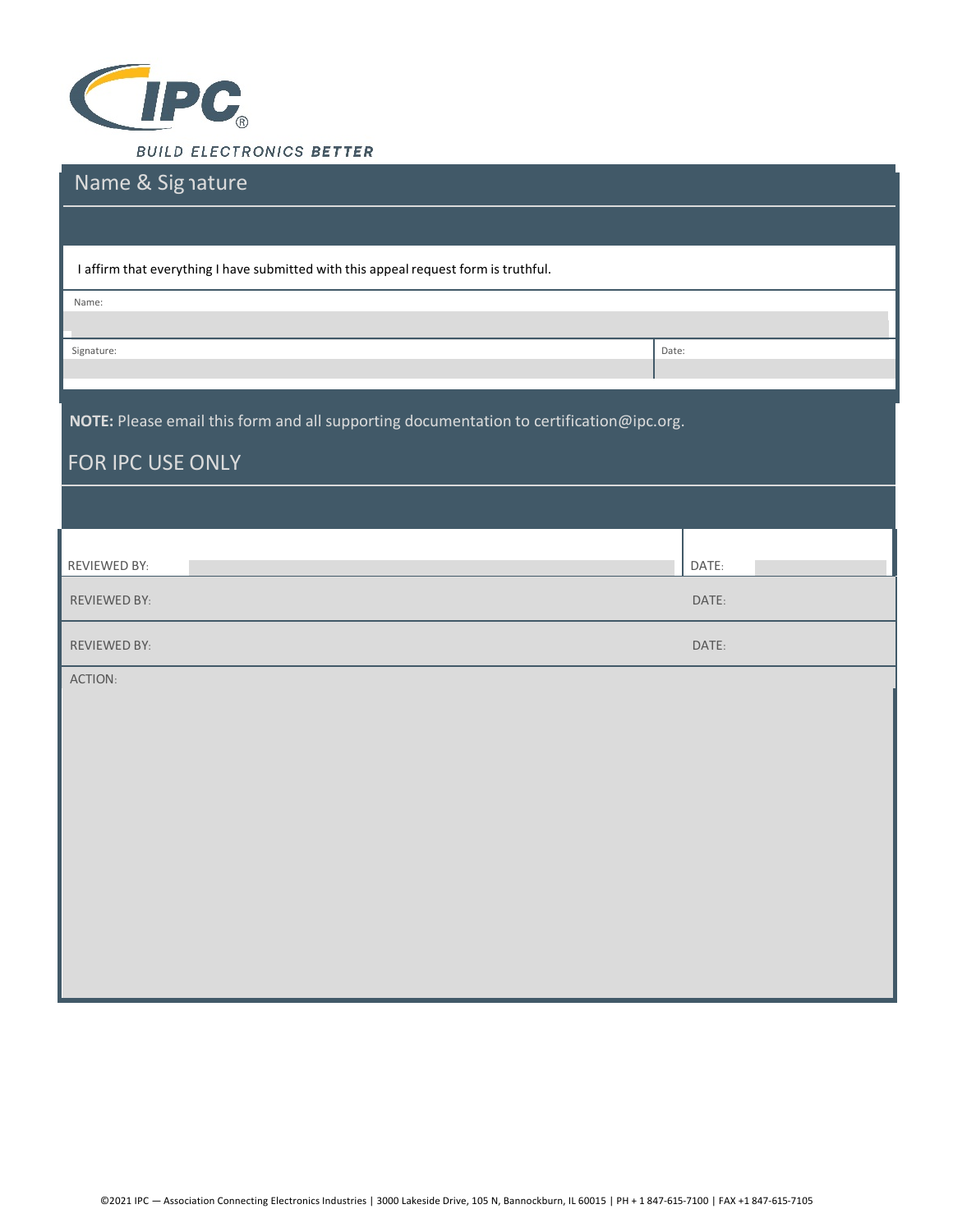BUILD ELECTRONICS BETTER

## Name & Signature

I affirm that everything I have submitted with this appeal request form is truthful.

| | |
|---|---|
| Name: | |
| Signature: | Date: |

**NOTE:** Please email this form and all supporting documentation to certification@ipc.org.

## FOR IPC USE ONLY

| | |
|---|---|
| REVIEWED BY: | DATE: |
| REVIEWED BY: | DATE: |
| REVIEWED BY: | DATE: |

ACTION:

©2021 IPC — Association Connecting Electronics Industries | 3000 Lakeside Drive, 105 N, Bannockburn, IL 60015 | PH + 1 847-615-7100 | FAX +1 847-615-7105